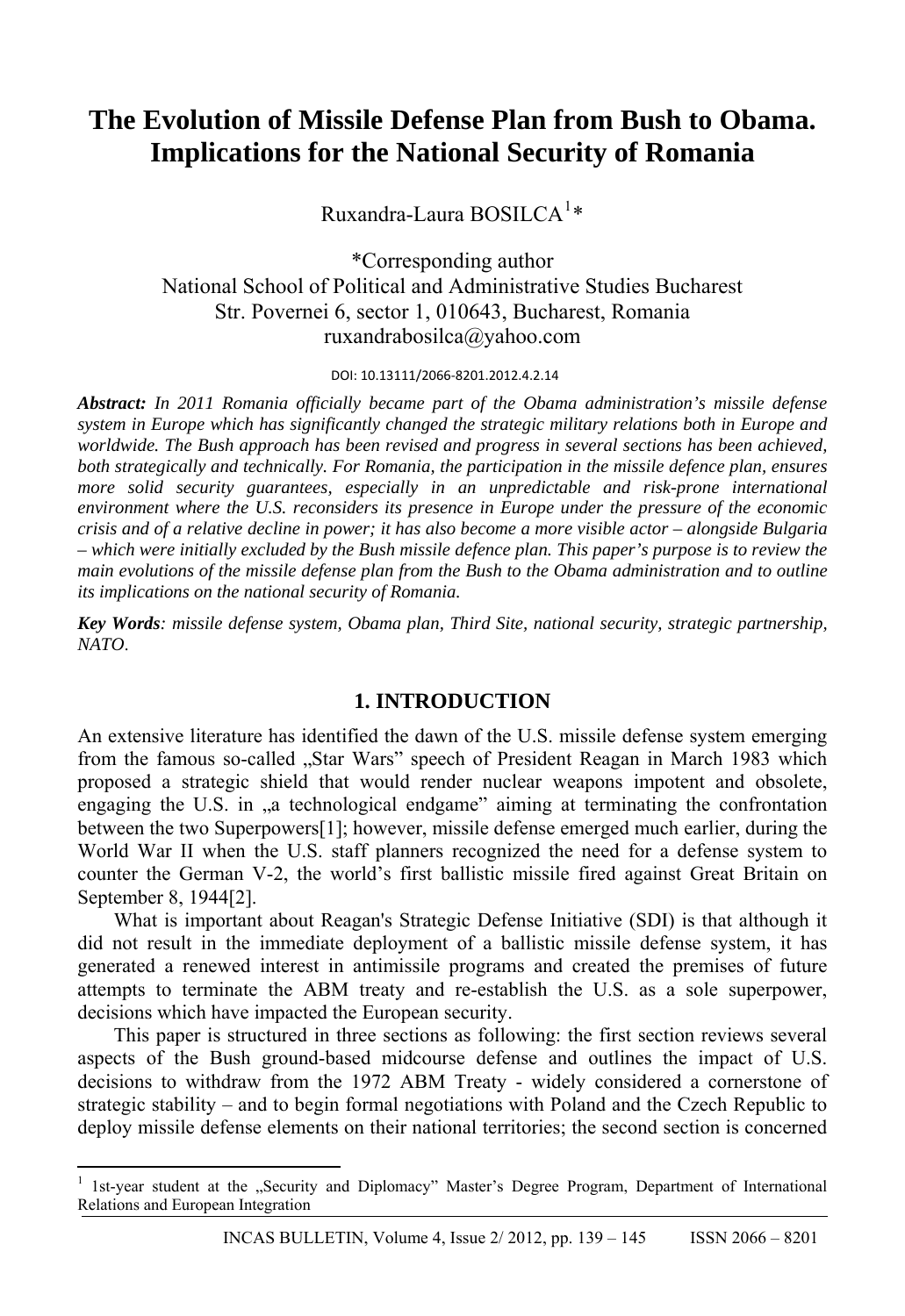# The Evolution of Missile Defense Plan from Bush to Obama. Implications for the National Security of Romania

Ruxandra-Laura BOSILCA[1]*

*Corresponding author
National School of Political and Administrative Studies Bucharest
Str. Povernei 6, sector 1, 010643, Bucharest, Romania
ruxandrabosilca@yahoo.com

DOI: 10.13111/2066-8201.2012.4.2.14

***Abstract:*** *In 2011 Romania officially became part of the Obama administration's missile defense system in Europe which has significantly changed the strategic military relations both in Europe and worldwide. The Bush approach has been revised and progress in several sections has been achieved, both strategically and technically. For Romania, the participation in the missile defence plan, ensures more solid security guarantees, especially in an unpredictable and risk-prone international environment where the U.S. reconsiders its presence in Europe under the pressure of the economic crisis and of a relative decline in power; it has also become a more visible actor – alongside Bulgaria – which were initially excluded by the Bush missile defence plan. This paper's purpose is to review the main evolutions of the missile defense plan from the Bush to the Obama administration and to outline its implications on the national security of Romania.*

***Key Words****: missile defense system, Obama plan, Third Site, national security, strategic partnership, NATO.*

## 1. INTRODUCTION

An extensive literature has identified the dawn of the U.S. missile defense system emerging from the famous so-called „Star Wars" speech of President Reagan in March 1983 which proposed a strategic shield that would render nuclear weapons impotent and obsolete, engaging the U.S. in „a technological endgame" aiming at terminating the confrontation between the two Superpowers[1]; however, missile defense emerged much earlier, during the World War II when the U.S. staff planners recognized the need for a defense system to counter the German V-2, the world's first ballistic missile fired against Great Britain on September 8, 1944[2].

What is important about Reagan's Strategic Defense Initiative (SDI) is that although it did not result in the immediate deployment of a ballistic missile defense system, it has generated a renewed interest in antimissile programs and created the premises of future attempts to terminate the ABM treaty and re-establish the U.S. as a sole superpower, decisions which have impacted the European security.

This paper is structured in three sections as following: the first section reviews several aspects of the Bush ground-based midcourse defense and outlines the impact of U.S. decisions to withdraw from the 1972 ABM Treaty - widely considered a cornerstone of strategic stability – and to begin formal negotiations with Poland and the Czech Republic to deploy missile defense elements on their national territories; the second section is concerned

[1] 1st-year student at the „Security and Diplomacy" Master's Degree Program, Department of International Relations and European Integration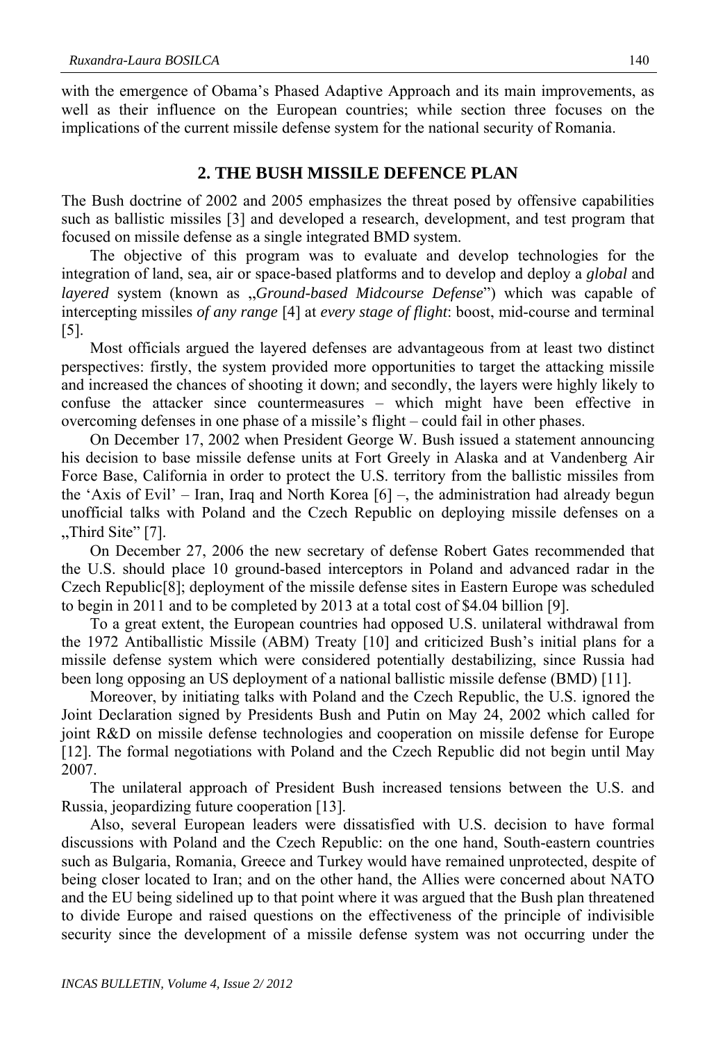with the emergence of Obama's Phased Adaptive Approach and its main improvements, as well as their influence on the European countries; while section three focuses on the implications of the current missile defense system for the national security of Romania.

## 2. THE BUSH MISSILE DEFENCE PLAN

The Bush doctrine of 2002 and 2005 emphasizes the threat posed by offensive capabilities such as ballistic missiles [3] and developed a research, development, and test program that focused on missile defense as a single integrated BMD system.

The objective of this program was to evaluate and develop technologies for the integration of land, sea, air or space-based platforms and to develop and deploy a *global* and *layered* system (known as „*Ground-based Midcourse Defense*") which was capable of intercepting missiles *of any range* [4] at *every stage of flight*: boost, mid-course and terminal [5].

Most officials argued the layered defenses are advantageous from at least two distinct perspectives: firstly, the system provided more opportunities to target the attacking missile and increased the chances of shooting it down; and secondly, the layers were highly likely to confuse the attacker since countermeasures – which might have been effective in overcoming defenses in one phase of a missile's flight – could fail in other phases.

On December 17, 2002 when President George W. Bush issued a statement announcing his decision to base missile defense units at Fort Greely in Alaska and at Vandenberg Air Force Base, California in order to protect the U.S. territory from the ballistic missiles from the 'Axis of Evil' – Iran, Iraq and North Korea [6] –, the administration had already begun unofficial talks with Poland and the Czech Republic on deploying missile defenses on a „Third Site" [7].

On December 27, 2006 the new secretary of defense Robert Gates recommended that the U.S. should place 10 ground-based interceptors in Poland and advanced radar in the Czech Republic[8]; deployment of the missile defense sites in Eastern Europe was scheduled to begin in 2011 and to be completed by 2013 at a total cost of $4.04 billion [9].

To a great extent, the European countries had opposed U.S. unilateral withdrawal from the 1972 Antiballistic Missile (ABM) Treaty [10] and criticized Bush's initial plans for a missile defense system which were considered potentially destabilizing, since Russia had been long opposing an US deployment of a national ballistic missile defense (BMD) [11].

Moreover, by initiating talks with Poland and the Czech Republic, the U.S. ignored the Joint Declaration signed by Presidents Bush and Putin on May 24, 2002 which called for joint R&D on missile defense technologies and cooperation on missile defense for Europe [12]. The formal negotiations with Poland and the Czech Republic did not begin until May 2007.

The unilateral approach of President Bush increased tensions between the U.S. and Russia, jeopardizing future cooperation [13].

Also, several European leaders were dissatisfied with U.S. decision to have formal discussions with Poland and the Czech Republic: on the one hand, South-eastern countries such as Bulgaria, Romania, Greece and Turkey would have remained unprotected, despite of being closer located to Iran; and on the other hand, the Allies were concerned about NATO and the EU being sidelined up to that point where it was argued that the Bush plan threatened to divide Europe and raised questions on the effectiveness of the principle of indivisible security since the development of a missile defense system was not occurring under the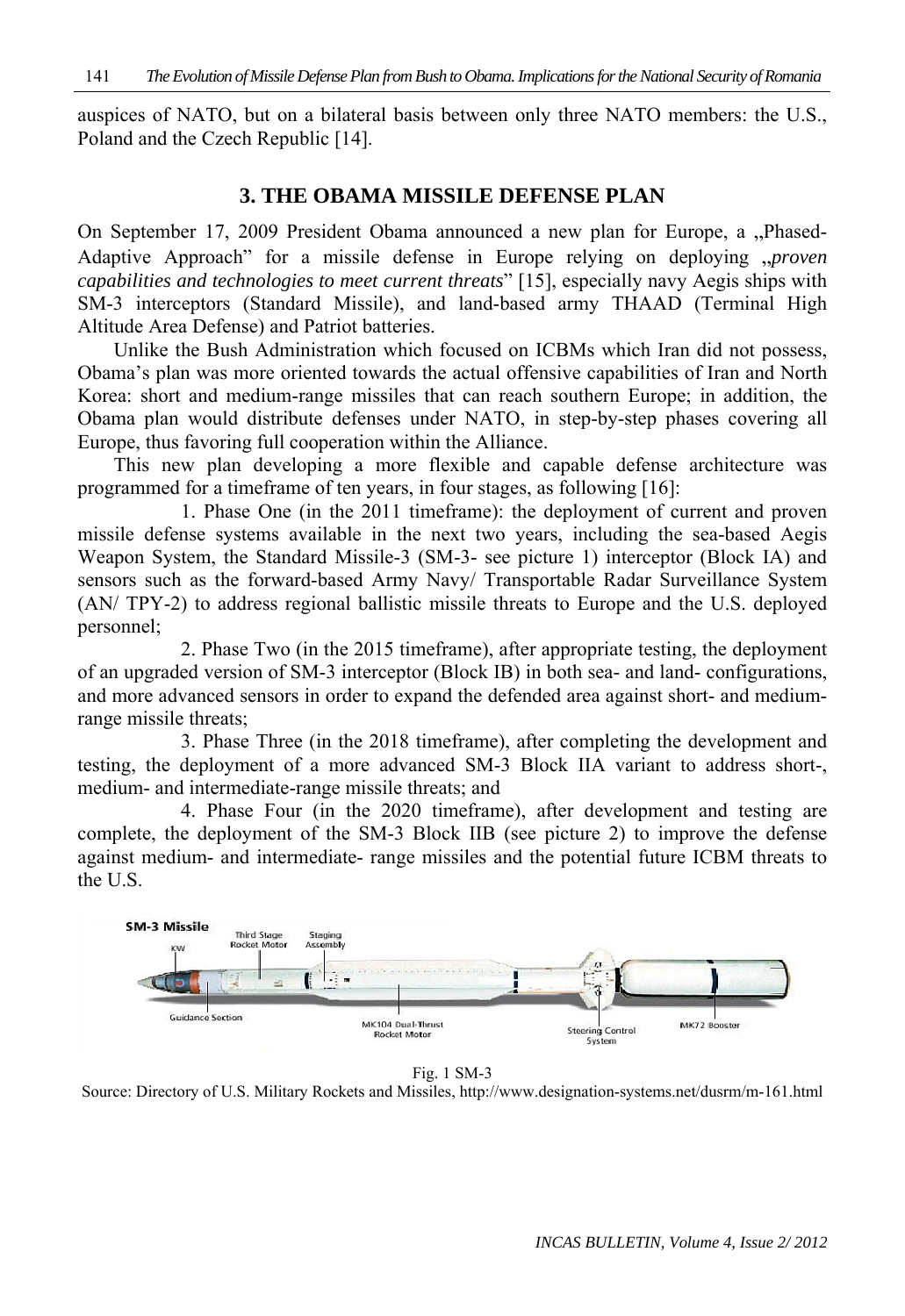auspices of NATO, but on a bilateral basis between only three NATO members: the U.S., Poland and the Czech Republic [14].

## 3. THE OBAMA MISSILE DEFENSE PLAN

On September 17, 2009 President Obama announced a new plan for Europe, a „Phased-Adaptive Approach" for a missile defense in Europe relying on deploying „*proven capabilities and technologies to meet current threats*" [15], especially navy Aegis ships with SM-3 interceptors (Standard Missile), and land-based army THAAD (Terminal High Altitude Area Defense) and Patriot batteries.

Unlike the Bush Administration which focused on ICBMs which Iran did not possess, Obama's plan was more oriented towards the actual offensive capabilities of Iran and North Korea: short and medium-range missiles that can reach southern Europe; in addition, the Obama plan would distribute defenses under NATO, in step-by-step phases covering all Europe, thus favoring full cooperation within the Alliance.

This new plan developing a more flexible and capable defense architecture was programmed for a timeframe of ten years, in four stages, as following [16]:

1. Phase One (in the 2011 timeframe): the deployment of current and proven missile defense systems available in the next two years, including the sea-based Aegis Weapon System, the Standard Missile-3 (SM-3- see picture 1) interceptor (Block IA) and sensors such as the forward-based Army Navy/ Transportable Radar Surveillance System (AN/ TPY-2) to address regional ballistic missile threats to Europe and the U.S. deployed personnel;
2. Phase Two (in the 2015 timeframe), after appropriate testing, the deployment of an upgraded version of SM-3 interceptor (Block IB) in both sea- and land- configurations, and more advanced sensors in order to expand the defended area against short- and medium-range missile threats;
3. Phase Three (in the 2018 timeframe), after completing the development and testing, the deployment of a more advanced SM-3 Block IIA variant to address short-, medium- and intermediate-range missile threats; and
4. Phase Four (in the 2020 timeframe), after development and testing are complete, the deployment of the SM-3 Block IIB (see picture 2) to improve the defense against medium- and intermediate- range missiles and the potential future ICBM threats to the U.S.

Fig. 1 SM-3

Source: Directory of U.S. Military Rockets and Missiles, http://www.designation-systems.net/dusrm/m-161.html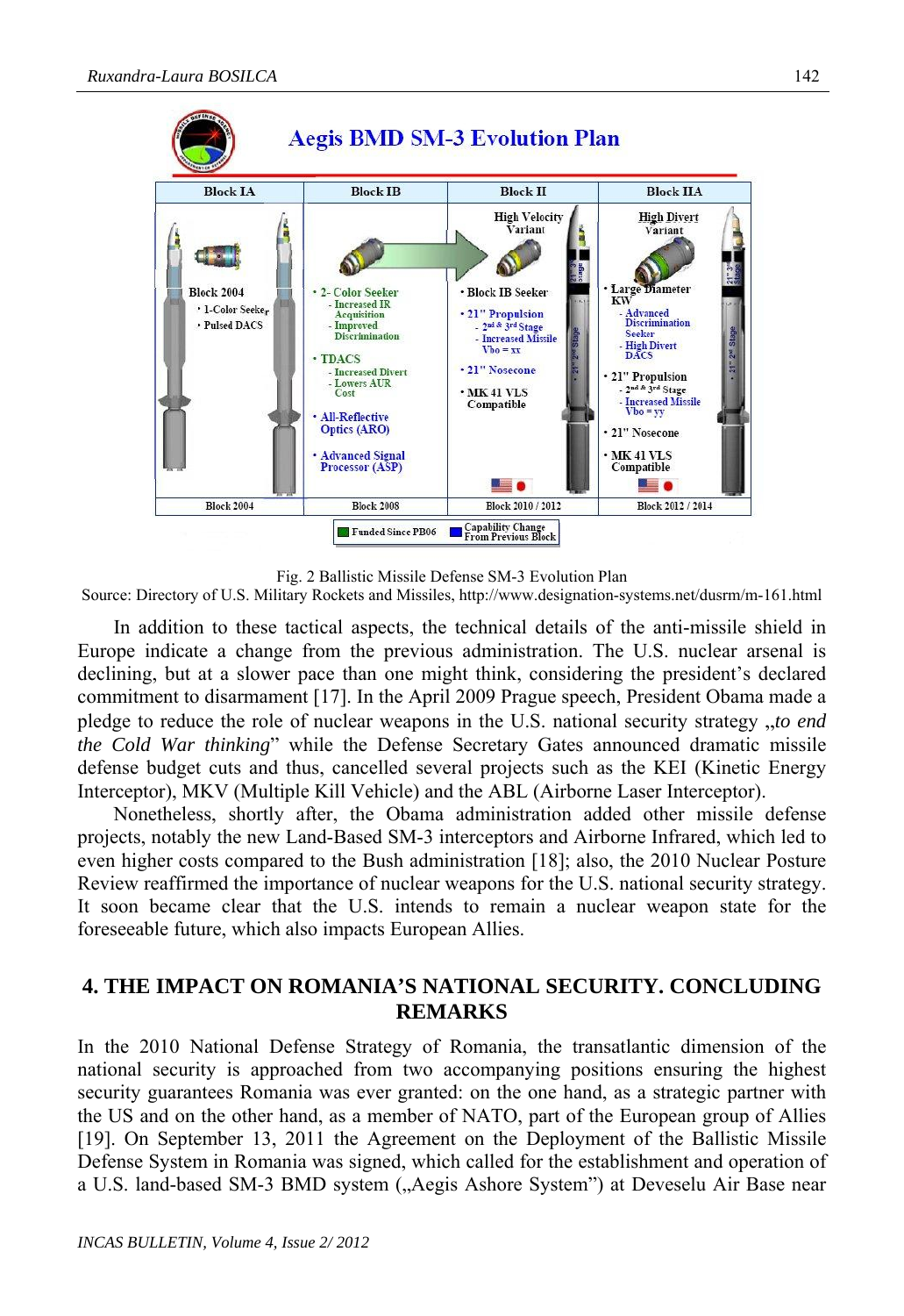**Aegis BMD SM-3 Evolution Plan**

| Block IA | Block IB | Block II | Block IIA |
|---|---|---|---|
| Block 2004<br>• 1-Color Seeker<br>• Pulsed DACS | • 2- Color Seeker<br>- Increased IR Acquisition<br>- Improved Discrimination<br>• TDACS<br>- Increased Divert<br>- Lowers AUR Cost<br>• All-Reflective Optics (ARO)<br>• Advanced Signal Processor (ASP) | High Velocity Variant<br>• Block IB Seeker<br>• 21" Propulsion<br>- 2nd & 3rd Stage<br>- Increased Missile Vbo = xx<br>• 21" Nosecone<br>• MK 41 VLS Compatible | High Divert Variant<br>• Large Diameter KW<br>- Advanced Discrimination Seeker<br>- High Divert DACS<br>• 21" Propulsion<br>- 2nd & 3rd Stage<br>- Increased Missile Vbo = yy<br>• 21" Nosecone<br>• MK 41 VLS Compatible |
| Block 2004 | Block 2008 | Block 2010 / 2012 | Block 2012 / 2014 |

Funded Since PB06 · Capability Change From Previous Block

Fig. 2 Ballistic Missile Defense SM-3 Evolution Plan

Source: Directory of U.S. Military Rockets and Missiles, http://www.designation-systems.net/dusrm/m-161.html

In addition to these tactical aspects, the technical details of the anti-missile shield in Europe indicate a change from the previous administration. The U.S. nuclear arsenal is declining, but at a slower pace than one might think, considering the president's declared commitment to disarmament [17]. In the April 2009 Prague speech, President Obama made a pledge to reduce the role of nuclear weapons in the U.S. national security strategy „*to end the Cold War thinking*" while the Defense Secretary Gates announced dramatic missile defense budget cuts and thus, cancelled several projects such as the KEI (Kinetic Energy Interceptor), MKV (Multiple Kill Vehicle) and the ABL (Airborne Laser Interceptor).

Nonetheless, shortly after, the Obama administration added other missile defense projects, notably the new Land-Based SM-3 interceptors and Airborne Infrared, which led to even higher costs compared to the Bush administration [18]; also, the 2010 Nuclear Posture Review reaffirmed the importance of nuclear weapons for the U.S. national security strategy. It soon became clear that the U.S. intends to remain a nuclear weapon state for the foreseeable future, which also impacts European Allies.

## 4. THE IMPACT ON ROMANIA'S NATIONAL SECURITY. CONCLUDING REMARKS

In the 2010 National Defense Strategy of Romania, the transatlantic dimension of the national security is approached from two accompanying positions ensuring the highest security guarantees Romania was ever granted: on the one hand, as a strategic partner with the US and on the other hand, as a member of NATO, part of the European group of Allies [19]. On September 13, 2011 the Agreement on the Deployment of the Ballistic Missile Defense System in Romania was signed, which called for the establishment and operation of a U.S. land-based SM-3 BMD system („Aegis Ashore System") at Deveselu Air Base near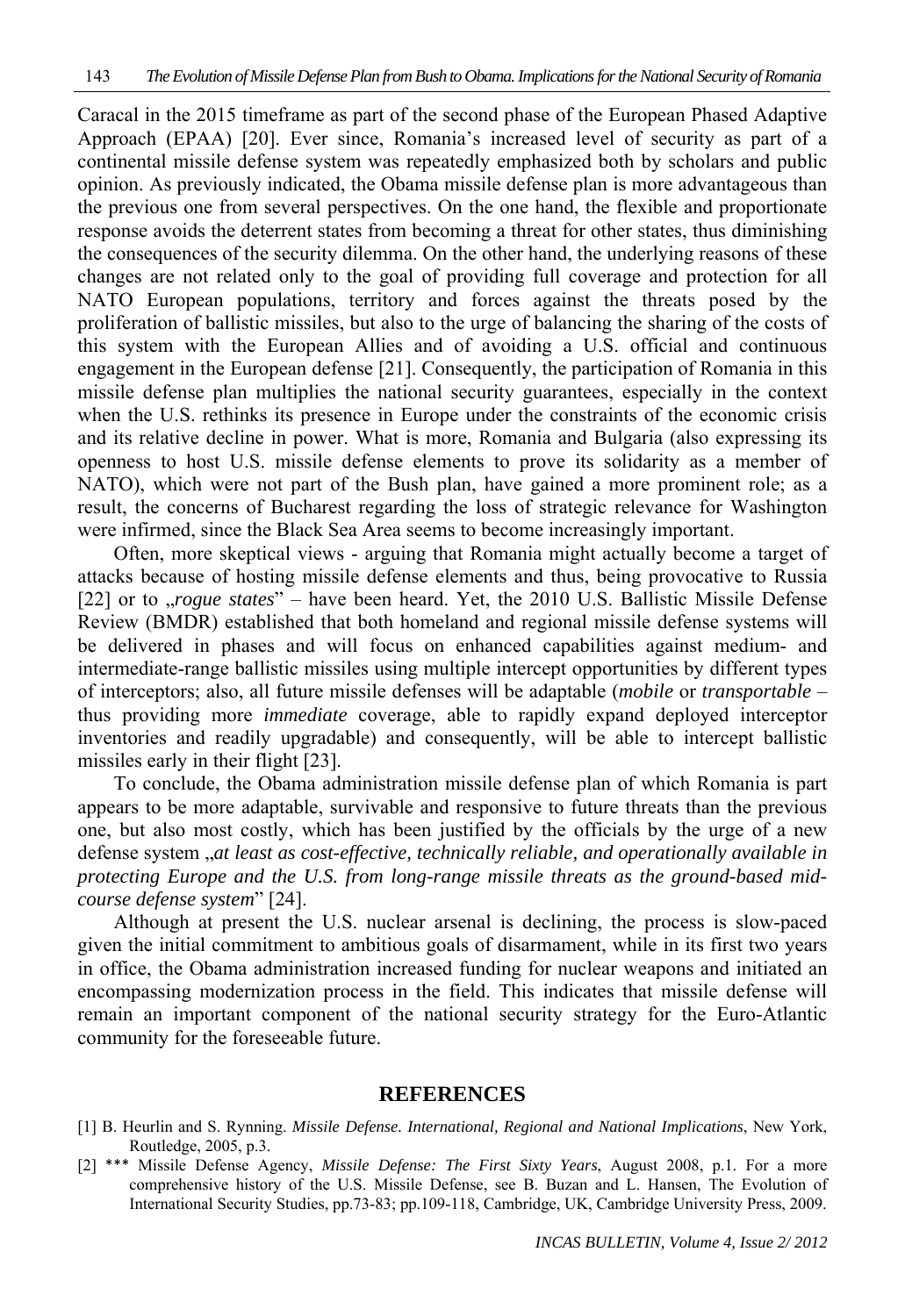Caracal in the 2015 timeframe as part of the second phase of the European Phased Adaptive Approach (EPAA) [20]. Ever since, Romania's increased level of security as part of a continental missile defense system was repeatedly emphasized both by scholars and public opinion. As previously indicated, the Obama missile defense plan is more advantageous than the previous one from several perspectives. On the one hand, the flexible and proportionate response avoids the deterrent states from becoming a threat for other states, thus diminishing the consequences of the security dilemma. On the other hand, the underlying reasons of these changes are not related only to the goal of providing full coverage and protection for all NATO European populations, territory and forces against the threats posed by the proliferation of ballistic missiles, but also to the urge of balancing the sharing of the costs of this system with the European Allies and of avoiding a U.S. official and continuous engagement in the European defense [21]. Consequently, the participation of Romania in this missile defense plan multiplies the national security guarantees, especially in the context when the U.S. rethinks its presence in Europe under the constraints of the economic crisis and its relative decline in power. What is more, Romania and Bulgaria (also expressing its openness to host U.S. missile defense elements to prove its solidarity as a member of NATO), which were not part of the Bush plan, have gained a more prominent role; as a result, the concerns of Bucharest regarding the loss of strategic relevance for Washington were infirmed, since the Black Sea Area seems to become increasingly important.

Often, more skeptical views - arguing that Romania might actually become a target of attacks because of hosting missile defense elements and thus, being provocative to Russia [22] or to „*rogue states*" – have been heard. Yet, the 2010 U.S. Ballistic Missile Defense Review (BMDR) established that both homeland and regional missile defense systems will be delivered in phases and will focus on enhanced capabilities against medium- and intermediate-range ballistic missiles using multiple intercept opportunities by different types of interceptors; also, all future missile defenses will be adaptable (*mobile* or *transportable* – thus providing more *immediate* coverage, able to rapidly expand deployed interceptor inventories and readily upgradable) and consequently, will be able to intercept ballistic missiles early in their flight [23].

To conclude, the Obama administration missile defense plan of which Romania is part appears to be more adaptable, survivable and responsive to future threats than the previous one, but also most costly, which has been justified by the officials by the urge of a new defense system „*at least as cost-effective, technically reliable, and operationally available in protecting Europe and the U.S. from long-range missile threats as the ground-based mid-course defense system*" [24].

Although at present the U.S. nuclear arsenal is declining, the process is slow-paced given the initial commitment to ambitious goals of disarmament, while in its first two years in office, the Obama administration increased funding for nuclear weapons and initiated an encompassing modernization process in the field. This indicates that missile defense will remain an important component of the national security strategy for the Euro-Atlantic community for the foreseeable future.

## REFERENCES

[1] B. Heurlin and S. Rynning. *Missile Defense. International, Regional and National Implications*, New York, Routledge, 2005, p.3.

[2] *** Missile Defense Agency, *Missile Defense: The First Sixty Years*, August 2008, p.1. For a more comprehensive history of the U.S. Missile Defense, see B. Buzan and L. Hansen, The Evolution of International Security Studies, pp.73-83; pp.109-118, Cambridge, UK, Cambridge University Press, 2009.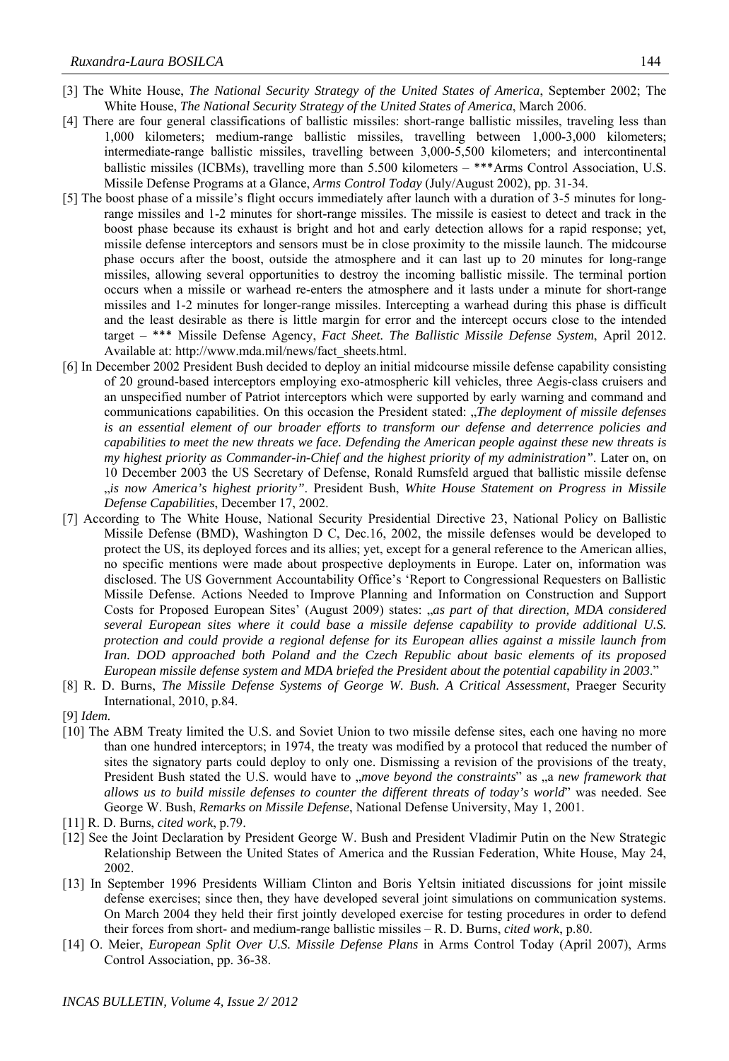[3] The White House, *The National Security Strategy of the United States of America*, September 2002; The White House, *The National Security Strategy of the United States of America*, March 2006.

[4] There are four general classifications of ballistic missiles: short-range ballistic missiles, traveling less than 1,000 kilometers; medium-range ballistic missiles, travelling between 1,000-3,000 kilometers; intermediate-range ballistic missiles, travelling between 3,000-5,500 kilometers; and intercontinental ballistic missiles (ICBMs), travelling more than 5.500 kilometers – ***Arms Control Association, U.S. Missile Defense Programs at a Glance, *Arms Control Today* (July/August 2002), pp. 31-34.

[5] The boost phase of a missile's flight occurs immediately after launch with a duration of 3-5 minutes for long-range missiles and 1-2 minutes for short-range missiles. The missile is easiest to detect and track in the boost phase because its exhaust is bright and hot and early detection allows for a rapid response; yet, missile defense interceptors and sensors must be in close proximity to the missile launch. The midcourse phase occurs after the boost, outside the atmosphere and it can last up to 20 minutes for long-range missiles, allowing several opportunities to destroy the incoming ballistic missile. The terminal portion occurs when a missile or warhead re-enters the atmosphere and it lasts under a minute for short-range missiles and 1-2 minutes for longer-range missiles. Intercepting a warhead during this phase is difficult and the least desirable as there is little margin for error and the intercept occurs close to the intended target – *** Missile Defense Agency, *Fact Sheet. The Ballistic Missile Defense System*, April 2012. Available at: http://www.mda.mil/news/fact_sheets.html.

[6] In December 2002 President Bush decided to deploy an initial midcourse missile defense capability consisting of 20 ground-based interceptors employing exo-atmospheric kill vehicles, three Aegis-class cruisers and an unspecified number of Patriot interceptors which were supported by early warning and command and communications capabilities. On this occasion the President stated: „*The deployment of missile defenses is an essential element of our broader efforts to transform our defense and deterrence policies and capabilities to meet the new threats we face. Defending the American people against these new threats is my highest priority as Commander-in-Chief and the highest priority of my administration"*. Later on, on 10 December 2003 the US Secretary of Defense, Ronald Rumsfeld argued that ballistic missile defense „*is now America's highest priority"*. President Bush, *White House Statement on Progress in Missile Defense Capabilities*, December 17, 2002.

[7] According to The White House, National Security Presidential Directive 23, National Policy on Ballistic Missile Defense (BMD), Washington D C, Dec.16, 2002, the missile defenses would be developed to protect the US, its deployed forces and its allies; yet, except for a general reference to the American allies, no specific mentions were made about prospective deployments in Europe. Later on, information was disclosed. The US Government Accountability Office's 'Report to Congressional Requesters on Ballistic Missile Defense. Actions Needed to Improve Planning and Information on Construction and Support Costs for Proposed European Sites' (August 2009) states: „*as part of that direction, MDA considered several European sites where it could base a missile defense capability to provide additional U.S. protection and could provide a regional defense for its European allies against a missile launch from Iran. DOD approached both Poland and the Czech Republic about basic elements of its proposed European missile defense system and MDA briefed the President about the potential capability in 2003*."

[8] R. D. Burns, *The Missile Defense Systems of George W. Bush. A Critical Assessment*, Praeger Security International, 2010, p.84.

[9] *Idem.*

[10] The ABM Treaty limited the U.S. and Soviet Union to two missile defense sites, each one having no more than one hundred interceptors; in 1974, the treaty was modified by a protocol that reduced the number of sites the signatory parts could deploy to only one. Dismissing a revision of the provisions of the treaty, President Bush stated the U.S. would have to „*move beyond the constraints*" as „a *new framework that allows us to build missile defenses to counter the different threats of today's world*" was needed. See George W. Bush, *Remarks on Missile Defense*, National Defense University, May 1, 2001.

[11] R. D. Burns, *cited work*, p.79.

[12] See the Joint Declaration by President George W. Bush and President Vladimir Putin on the New Strategic Relationship Between the United States of America and the Russian Federation, White House, May 24, 2002.

[13] In September 1996 Presidents William Clinton and Boris Yeltsin initiated discussions for joint missile defense exercises; since then, they have developed several joint simulations on communication systems. On March 2004 they held their first jointly developed exercise for testing procedures in order to defend their forces from short- and medium-range ballistic missiles – R. D. Burns, *cited work*, p.80.

[14] O. Meier, *European Split Over U.S. Missile Defense Plans* in Arms Control Today (April 2007), Arms Control Association, pp. 36-38.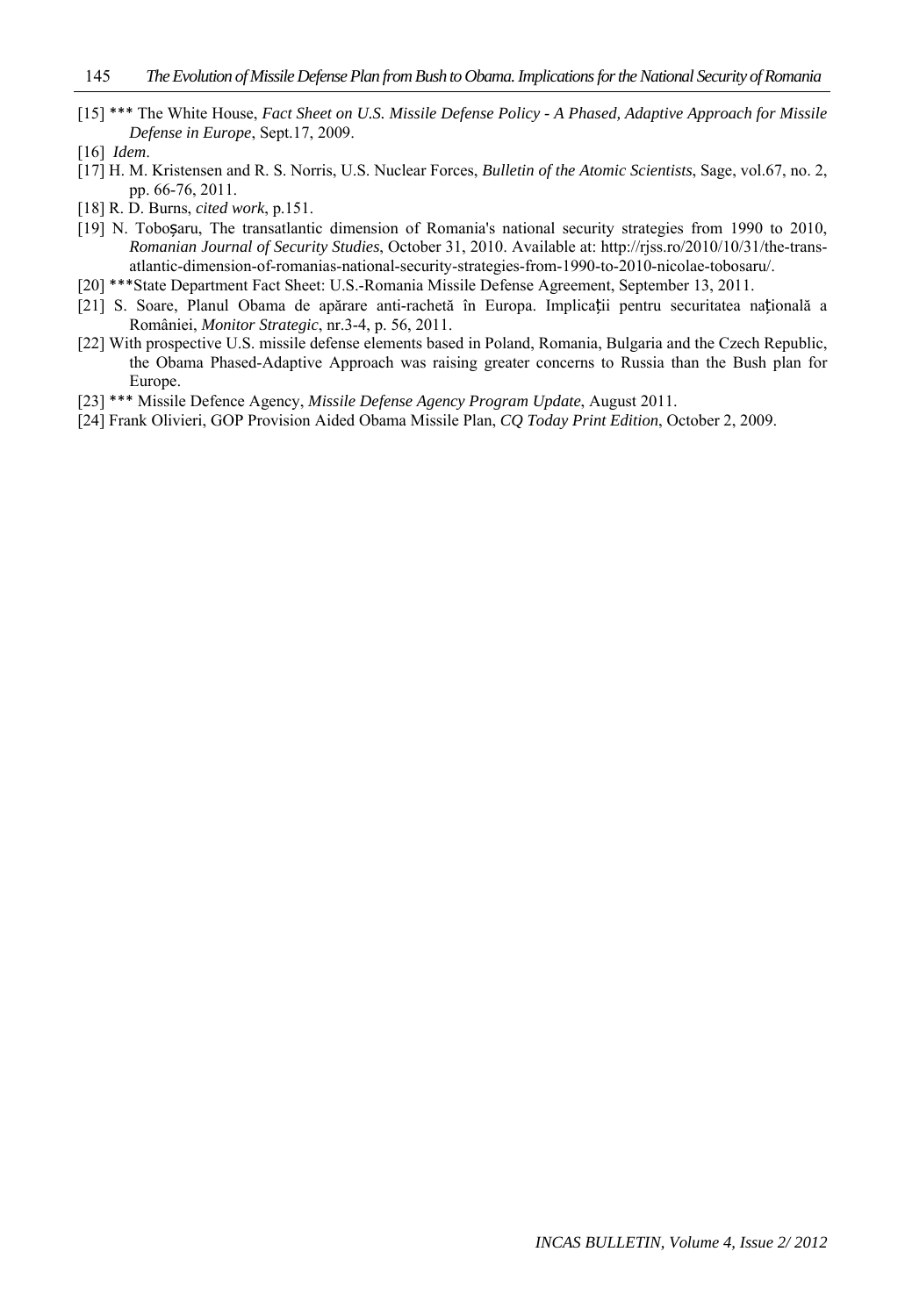[15] *** The White House, *Fact Sheet on U.S. Missile Defense Policy - A Phased, Adaptive Approach for Missile Defense in Europe*, Sept.17, 2009.

[16] *Idem*.

[17] H. M. Kristensen and R. S. Norris, U.S. Nuclear Forces, *Bulletin of the Atomic Scientists*, Sage, vol.67, no. 2, pp. 66-76, 2011.

[18] R. D. Burns, *cited work*, p.151.

[19] N. Toboşaru, The transatlantic dimension of Romania's national security strategies from 1990 to 2010, *Romanian Journal of Security Studies*, October 31, 2010. Available at: http://rjss.ro/2010/10/31/the-trans-atlantic-dimension-of-romanias-national-security-strategies-from-1990-to-2010-nicolae-tobosaru/.

[20] ***State Department Fact Sheet: U.S.-Romania Missile Defense Agreement, September 13, 2011.

[21] S. Soare, Planul Obama de apărare anti-rachetă în Europa. Implicații pentru securitatea națională a României, *Monitor Strategic*, nr.3-4, p. 56, 2011.

[22] With prospective U.S. missile defense elements based in Poland, Romania, Bulgaria and the Czech Republic, the Obama Phased-Adaptive Approach was raising greater concerns to Russia than the Bush plan for Europe.

[23] *** Missile Defence Agency, *Missile Defense Agency Program Update*, August 2011.

[24] Frank Olivieri, GOP Provision Aided Obama Missile Plan, *CQ Today Print Edition*, October 2, 2009.